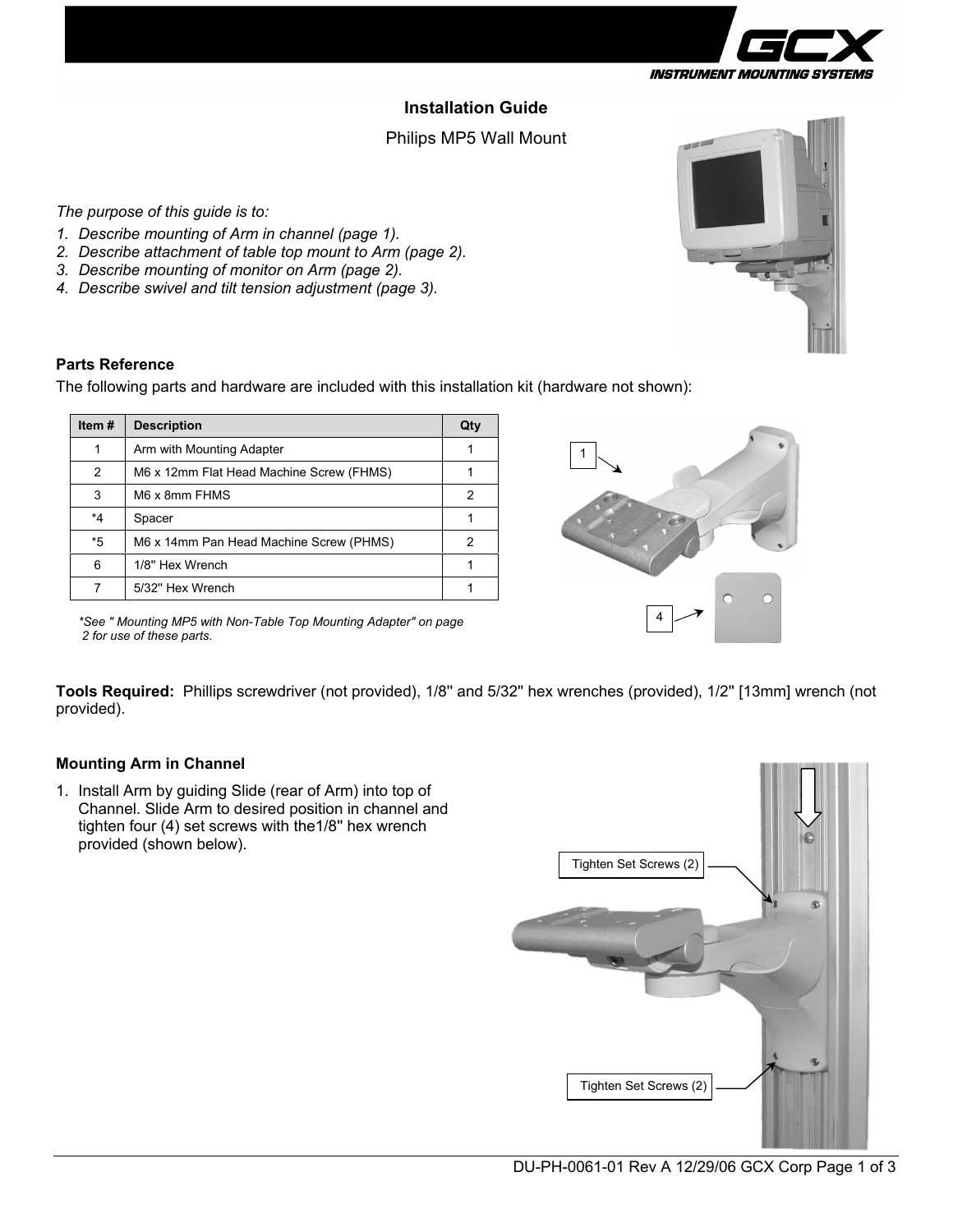# Installation Guide

Philips MP5 Wall Mount

*The purpose of this guide is to:*

1. *Describe mounting of Arm in channel (page 1).*
2. *Describe attachment of table top mount to Arm (page 2).*
3. *Describe mounting of monitor on Arm (page 2).*
4. *Describe swivel and tilt tension adjustment (page 3).*

## Parts Reference

The following parts and hardware are included with this installation kit (hardware not shown):

| Item # | Description | Qty |
|---|---|---|
| 1 | Arm with Mounting Adapter | 1 |
| 2 | M6 x 12mm Flat Head Machine Screw (FHMS) | 1 |
| 3 | M6 x 8mm FHMS | 2 |
| *4 | Spacer | 1 |
| *5 | M6 x 14mm Pan Head Machine Screw (PHMS) | 2 |
| 6 | 1/8" Hex Wrench | 1 |
| 7 | 5/32" Hex Wrench | 1 |

*\*See " Mounting MP5 with Non-Table Top Mounting Adapter" on page 2 for use of these parts.*

1

4

**Tools Required:** Phillips screwdriver (not provided), 1/8" and 5/32" hex wrenches (provided), 1/2" [13mm] wrench (not provided).

## Mounting Arm in Channel

1. Install Arm by guiding Slide (rear of Arm) into top of Channel. Slide Arm to desired position in channel and tighten four (4) set screws with the1/8" hex wrench provided (shown below).

Tighten Set Screws (2)

Tighten Set Screws (2)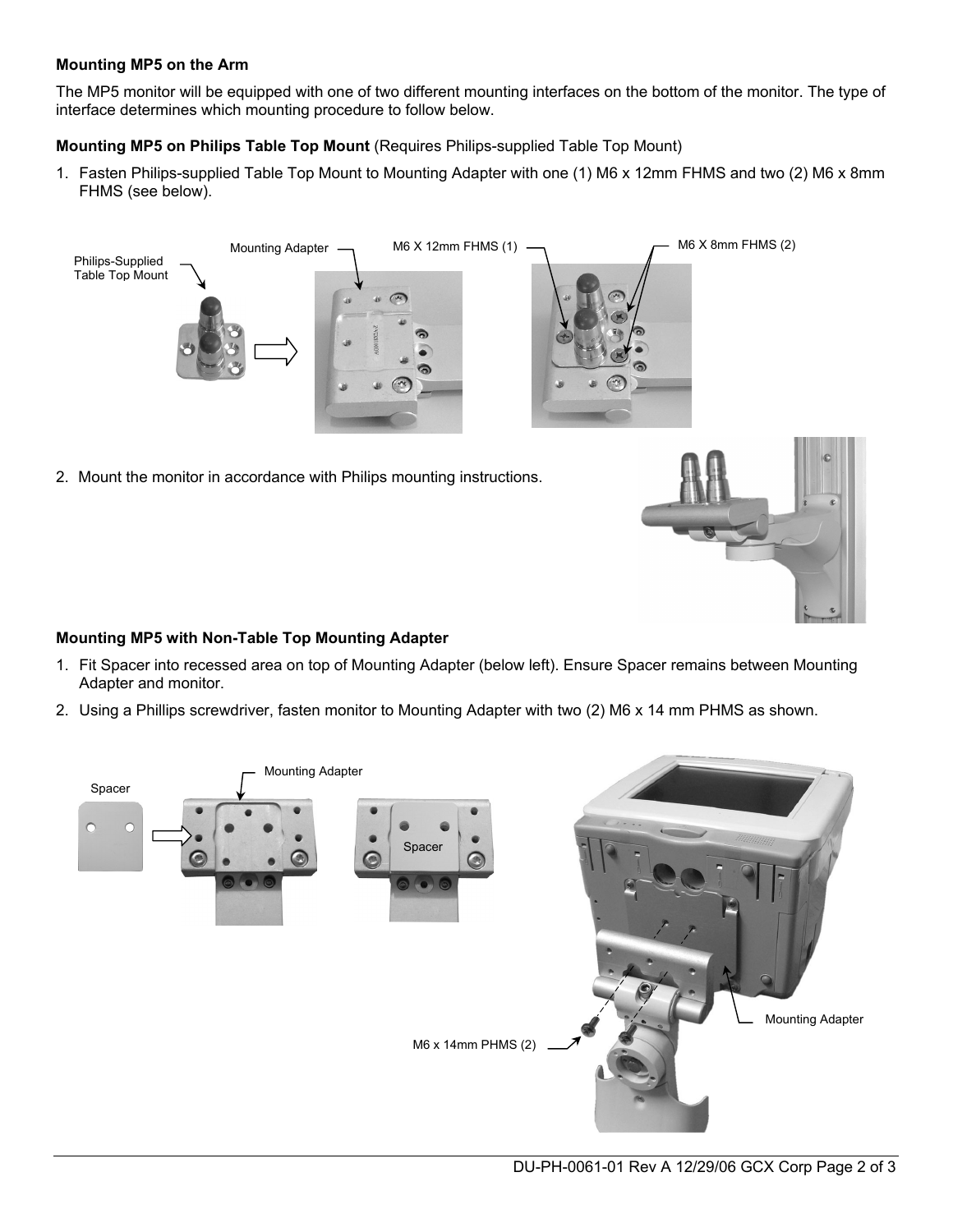**Mounting MP5 on the Arm**

The MP5 monitor will be equipped with one of two different mounting interfaces on the bottom of the monitor. The type of interface determines which mounting procedure to follow below.

**Mounting MP5 on Philips Table Top Mount** (Requires Philips-supplied Table Top Mount)

1. Fasten Philips-supplied Table Top Mount to Mounting Adapter with one (1) M6 x 12mm FHMS and two (2) M6 x 8mm FHMS (see below).

Philips-Supplied Table Top Mount

Mounting Adapter

M6 X 12mm FHMS (1)

M6 X 8mm FHMS (2)

2. Mount the monitor in accordance with Philips mounting instructions.

**Mounting MP5 with Non-Table Top Mounting Adapter**

1. Fit Spacer into recessed area on top of Mounting Adapter (below left). Ensure Spacer remains between Mounting Adapter and monitor.
2. Using a Phillips screwdriver, fasten monitor to Mounting Adapter with two (2) M6 x 14 mm PHMS as shown.

Spacer

Mounting Adapter

Spacer

M6 x 14mm PHMS (2)

Mounting Adapter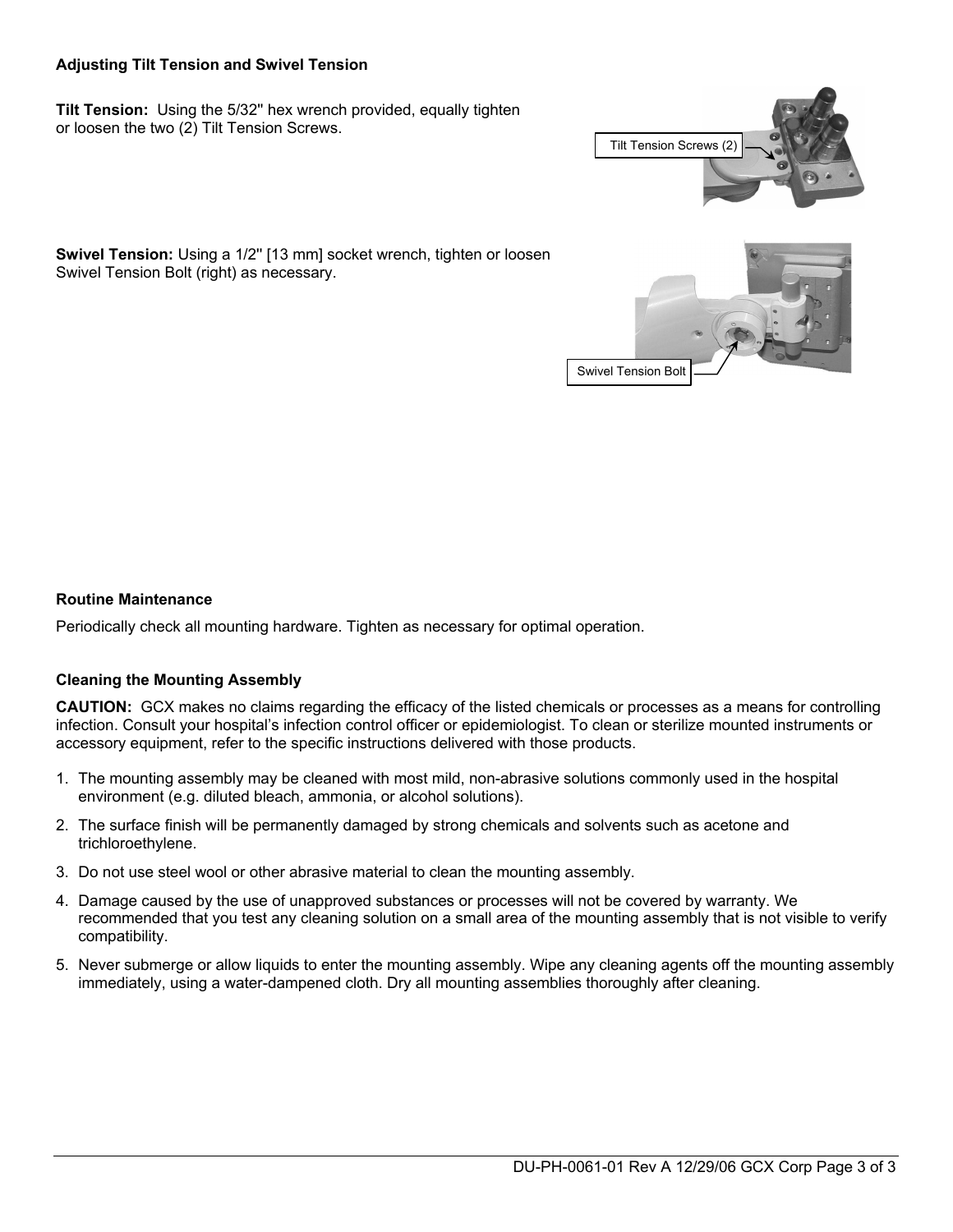### Adjusting Tilt Tension and Swivel Tension

**Tilt Tension:** Using the 5/32" hex wrench provided, equally tighten or loosen the two (2) Tilt Tension Screws.

Tilt Tension Screws (2)

**Swivel Tension:** Using a 1/2" [13 mm] socket wrench, tighten or loosen Swivel Tension Bolt (right) as necessary.

Swivel Tension Bolt

### Routine Maintenance

Periodically check all mounting hardware. Tighten as necessary for optimal operation.

### Cleaning the Mounting Assembly

**CAUTION:** GCX makes no claims regarding the efficacy of the listed chemicals or processes as a means for controlling infection. Consult your hospital's infection control officer or epidemiologist. To clean or sterilize mounted instruments or accessory equipment, refer to the specific instructions delivered with those products.

1. The mounting assembly may be cleaned with most mild, non-abrasive solutions commonly used in the hospital environment (e.g. diluted bleach, ammonia, or alcohol solutions).
2. The surface finish will be permanently damaged by strong chemicals and solvents such as acetone and trichloroethylene.
3. Do not use steel wool or other abrasive material to clean the mounting assembly.
4. Damage caused by the use of unapproved substances or processes will not be covered by warranty. We recommended that you test any cleaning solution on a small area of the mounting assembly that is not visible to verify compatibility.
5. Never submerge or allow liquids to enter the mounting assembly. Wipe any cleaning agents off the mounting assembly immediately, using a water-dampened cloth. Dry all mounting assemblies thoroughly after cleaning.